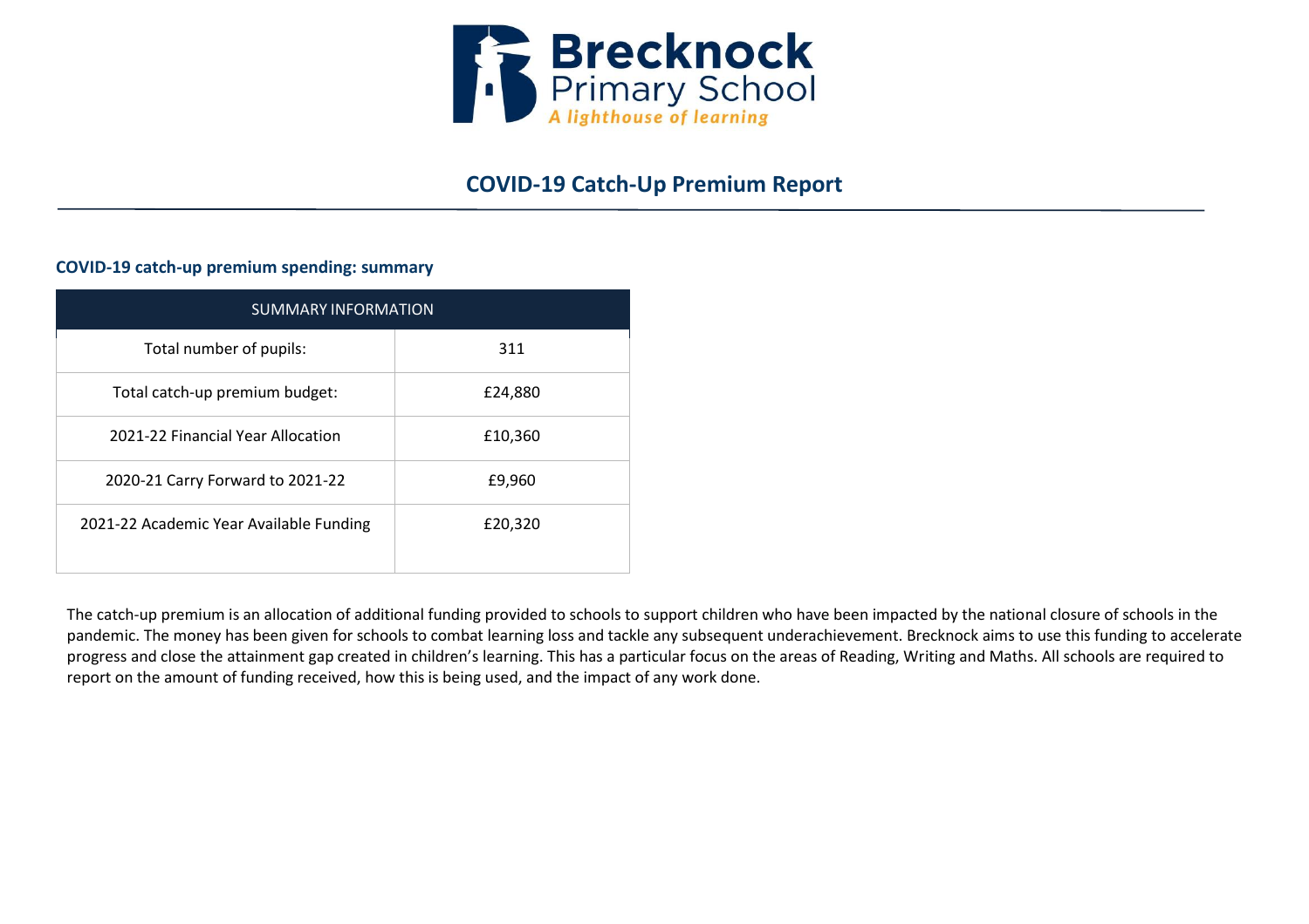# Brecknock Primary School

*A lighthouse of learning*

## COVID-19 Catch-Up Premium Report

### COVID-19 catch-up premium spending: summary

| SUMMARY INFORMATION | |
|---|---|
| Total number of pupils: | 311 |
| Total catch-up premium budget: | £24,880 |
| 2021-22 Financial Year Allocation | £10,360 |
| 2020-21 Carry Forward to 2021-22 | £9,960 |
| 2021-22 Academic Year Available Funding | £20,320 |

The catch-up premium is an allocation of additional funding provided to schools to support children who have been impacted by the national closure of schools in the pandemic. The money has been given for schools to combat learning loss and tackle any subsequent underachievement. Brecknock aims to use this funding to accelerate progress and close the attainment gap created in children's learning. This has a particular focus on the areas of Reading, Writing and Maths. All schools are required to report on the amount of funding received, how this is being used, and the impact of any work done.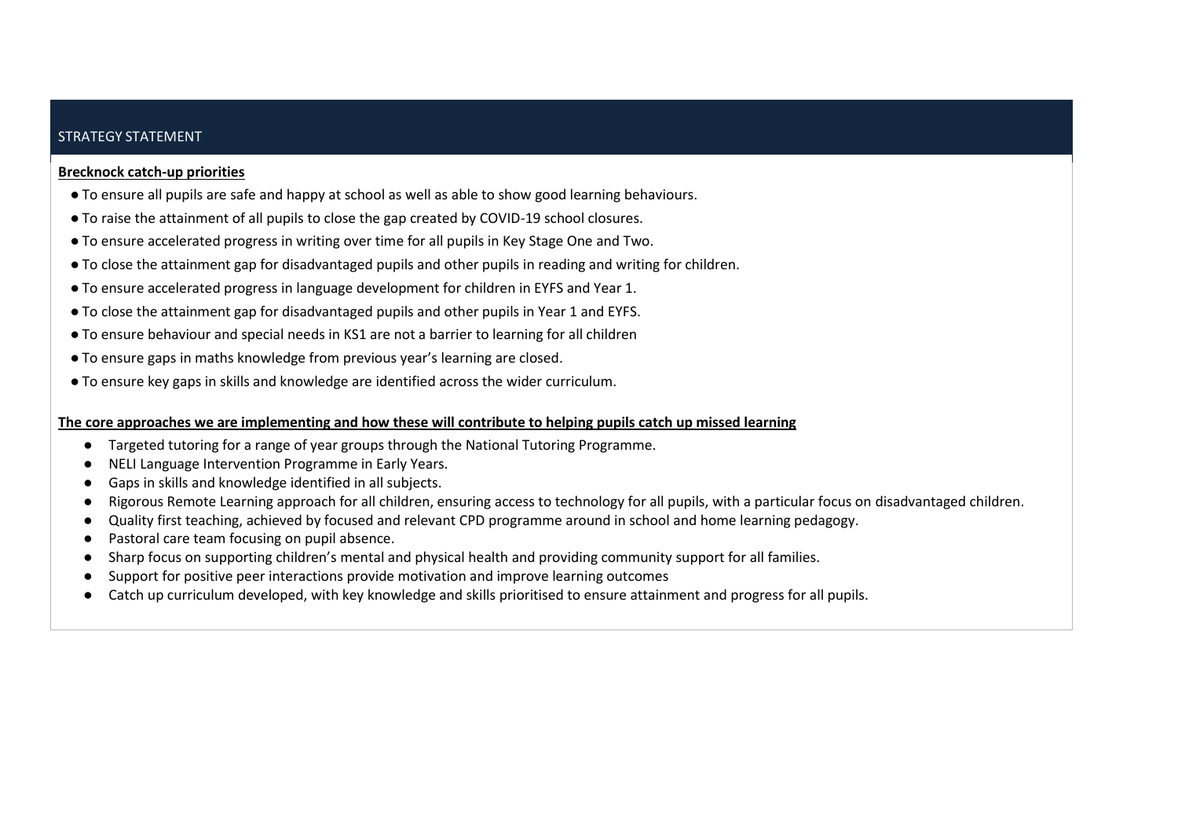## STRATEGY STATEMENT

**Brecknock catch-up priorities**

- To ensure all pupils are safe and happy at school as well as able to show good learning behaviours.
- To raise the attainment of all pupils to close the gap created by COVID-19 school closures.
- To ensure accelerated progress in writing over time for all pupils in Key Stage One and Two.
- To close the attainment gap for disadvantaged pupils and other pupils in reading and writing for children.
- To ensure accelerated progress in language development for children in EYFS and Year 1.
- To close the attainment gap for disadvantaged pupils and other pupils in Year 1 and EYFS.
- To ensure behaviour and special needs in KS1 are not a barrier to learning for all children
- To ensure gaps in maths knowledge from previous year's learning are closed.
- To ensure key gaps in skills and knowledge are identified across the wider curriculum.

**The core approaches we are implementing and how these will contribute to helping pupils catch up missed learning**

- Targeted tutoring for a range of year groups through the National Tutoring Programme.
- NELI Language Intervention Programme in Early Years.
- Gaps in skills and knowledge identified in all subjects.
- Rigorous Remote Learning approach for all children, ensuring access to technology for all pupils, with a particular focus on disadvantaged children.
- Quality first teaching, achieved by focused and relevant CPD programme around in school and home learning pedagogy.
- Pastoral care team focusing on pupil absence.
- Sharp focus on supporting children's mental and physical health and providing community support for all families.
- Support for positive peer interactions provide motivation and improve learning outcomes
- Catch up curriculum developed, with key knowledge and skills prioritised to ensure attainment and progress for all pupils.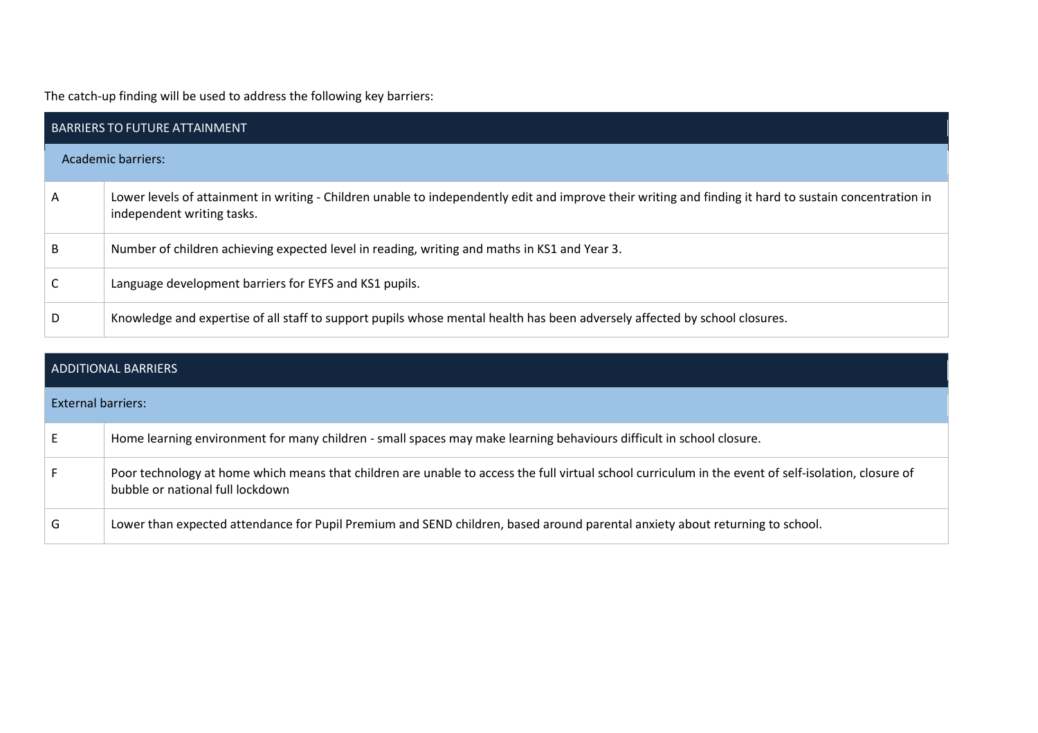The catch-up finding will be used to address the following key barriers:

| BARRIERS TO FUTURE ATTAINMENT | |
|---|---|
| Academic barriers: | |
| A | Lower levels of attainment in writing - Children unable to independently edit and improve their writing and finding it hard to sustain concentration in independent writing tasks. |
| B | Number of children achieving expected level in reading, writing and maths in KS1 and Year 3. |
| C | Language development barriers for EYFS and KS1 pupils. |
| D | Knowledge and expertise of all staff to support pupils whose mental health has been adversely affected by school closures. |

| ADDITIONAL BARRIERS | |
|---|---|
| External barriers: | |
| E | Home learning environment for many children - small spaces may make learning behaviours difficult in school closure. |
| F | Poor technology at home which means that children are unable to access the full virtual school curriculum in the event of self-isolation, closure of bubble or national full lockdown |
| G | Lower than expected attendance for Pupil Premium and SEND children, based around parental anxiety about returning to school. |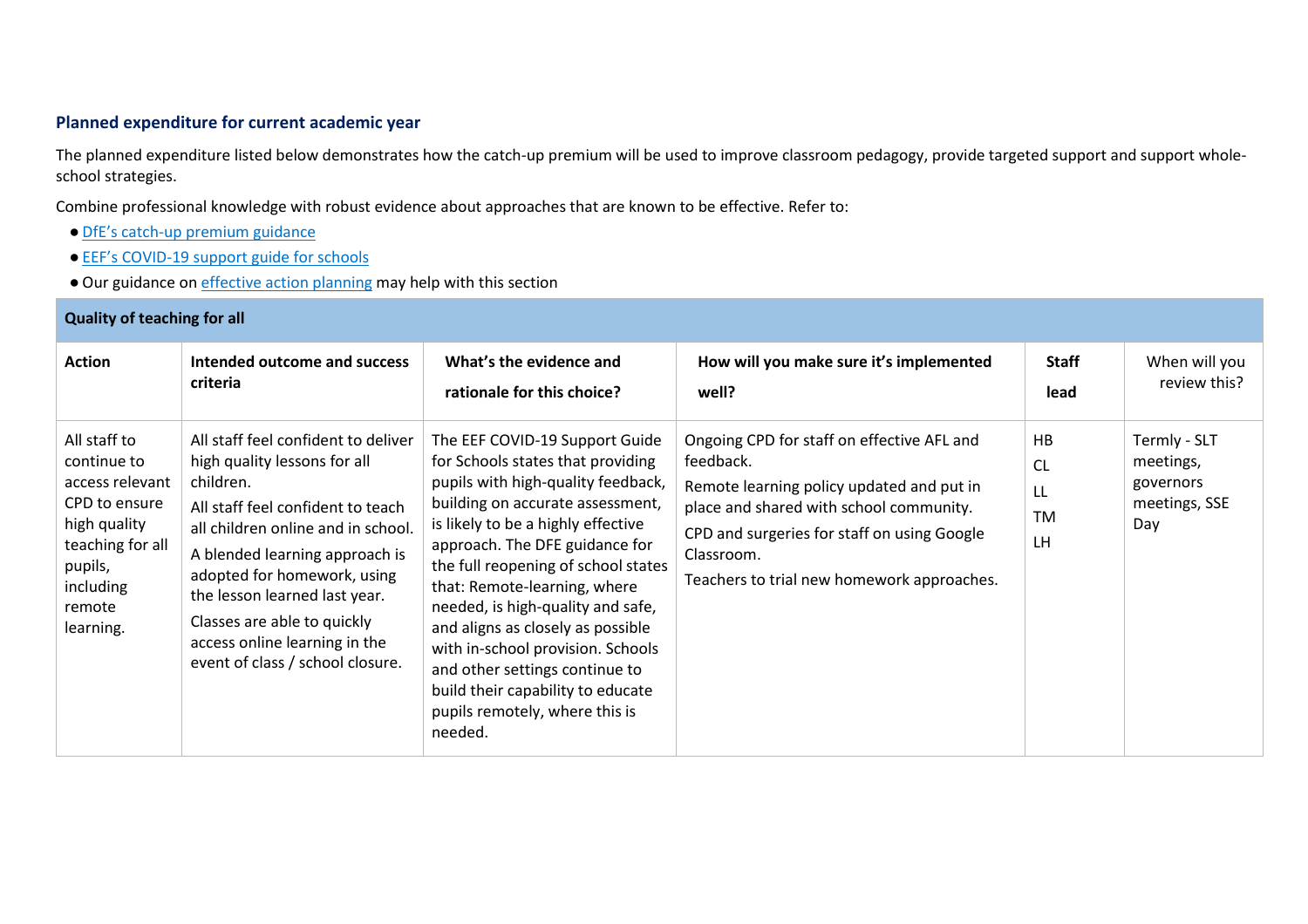### Planned expenditure for current academic year

The planned expenditure listed below demonstrates how the catch-up premium will be used to improve classroom pedagogy, provide targeted support and support whole-school strategies.

Combine professional knowledge with robust evidence about approaches that are known to be effective. Refer to:

- DfE's catch-up premium guidance
- EEF's COVID-19 support guide for schools
- Our guidance on effective action planning may help with this section

| Quality of teaching for all | | | | | |
|---|---|---|---|---|---|
| **Action** | **Intended outcome and success criteria** | **What's the evidence and rationale for this choice?** | **How will you make sure it's implemented well?** | **Staff lead** | When will you review this? |
| All staff to continue to access relevant CPD to ensure high quality teaching for all pupils, including remote learning. | All staff feel confident to deliver high quality lessons for all children.<br>All staff feel confident to teach all children online and in school.<br>A blended learning approach is adopted for homework, using the lesson learned last year.<br>Classes are able to quickly access online learning in the event of class / school closure. | The EEF COVID-19 Support Guide for Schools states that providing pupils with high-quality feedback, building on accurate assessment, is likely to be a highly effective approach. The DFE guidance for the full reopening of school states that: Remote-learning, where needed, is high-quality and safe, and aligns as closely as possible with in-school provision. Schools and other settings continue to build their capability to educate pupils remotely, where this is needed. | Ongoing CPD for staff on effective AFL and feedback.<br>Remote learning policy updated and put in place and shared with school community.<br>CPD and surgeries for staff on using Google Classroom.<br>Teachers to trial new homework approaches. | HB<br>CL<br>LL<br>TM<br>LH | Termly - SLT meetings, governors meetings, SSE Day |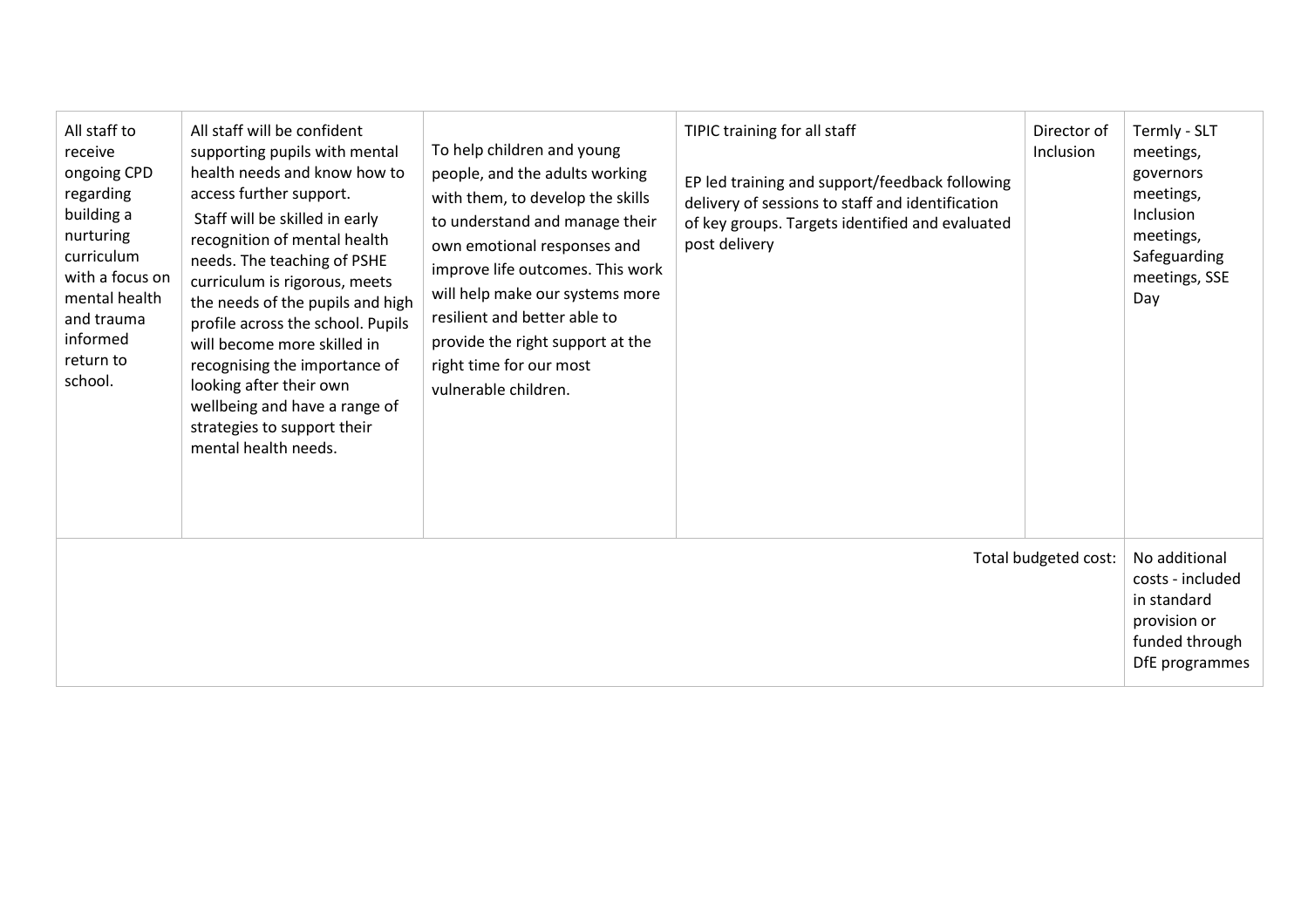| | | | | | |
|---|---|---|---|---|---|
| All staff to receive ongoing CPD regarding building a nurturing curriculum with a focus on mental health and trauma informed return to school. | All staff will be confident supporting pupils with mental health needs and know how to access further support. Staff will be skilled in early recognition of mental health needs. The teaching of PSHE curriculum is rigorous, meets the needs of the pupils and high profile across the school. Pupils will become more skilled in recognising the importance of looking after their own wellbeing and have a range of strategies to support their mental health needs. | To help children and young people, and the adults working with them, to develop the skills to understand and manage their own emotional responses and improve life outcomes. This work will help make our systems more resilient and better able to provide the right support at the right time for our most vulnerable children. | TIPIC training for all staff<br><br>EP led training and support/feedback following delivery of sessions to staff and identification of key groups. Targets identified and evaluated post delivery | Director of Inclusion | Termly - SLT meetings, governors meetings, Inclusion meetings, Safeguarding meetings, SSE Day |
| | | | | Total budgeted cost: | No additional costs - included in standard provision or funded through DfE programmes |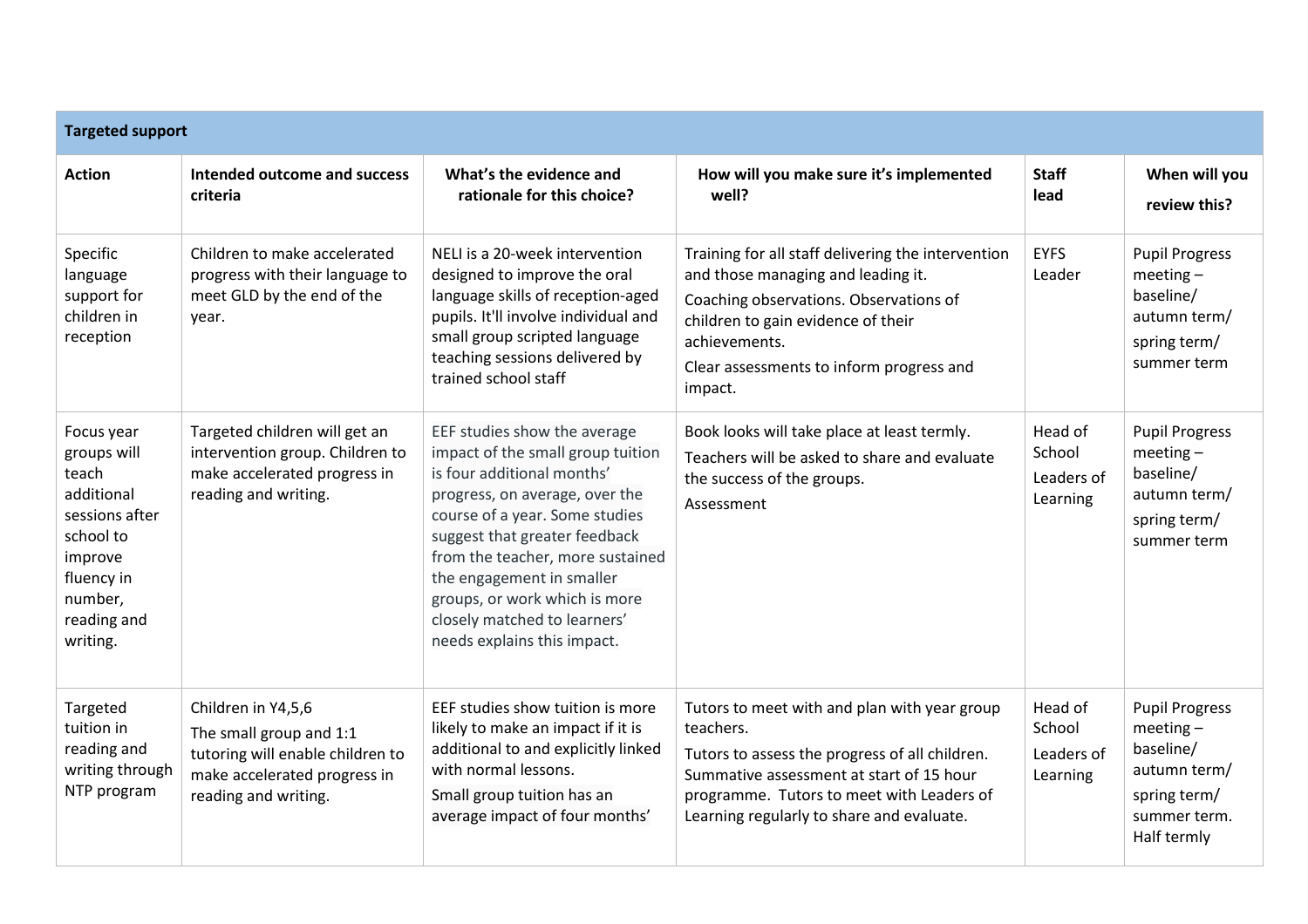| Targeted support | | | | | |
|---|---|---|---|---|---|
| **Action** | **Intended outcome and success criteria** | **What's the evidence and rationale for this choice?** | **How will you make sure it's implemented well?** | **Staff lead** | **When will you review this?** |
| Specific language support for children in reception | Children to make accelerated progress with their language to meet GLD by the end of the year. | NELI is a 20-week intervention designed to improve the oral language skills of reception-aged pupils. It'll involve individual and small group scripted language teaching sessions delivered by trained school staff | Training for all staff delivering the intervention and those managing and leading it.<br>Coaching observations. Observations of children to gain evidence of their achievements.<br>Clear assessments to inform progress and impact. | EYFS Leader | Pupil Progress meeting – baseline/ autumn term/ spring term/ summer term |
| Focus year groups will teach additional sessions after school to improve fluency in number, reading and writing. | Targeted children will get an intervention group. Children to make accelerated progress in reading and writing. | EEF studies show the average impact of the small group tuition is four additional months' progress, on average, over the course of a year. Some studies suggest that greater feedback from the teacher, more sustained the engagement in smaller groups, or work which is more closely matched to learners' needs explains this impact. | Book looks will take place at least termly.<br>Teachers will be asked to share and evaluate the success of the groups.<br>Assessment | Head of School<br>Leaders of Learning | Pupil Progress meeting – baseline/ autumn term/ spring term/ summer term |
| Targeted tuition in reading and writing through NTP program | Children in Y4,5,6<br>The small group and 1:1 tutoring will enable children to make accelerated progress in reading and writing. | EEF studies show tuition is more likely to make an impact if it is additional to and explicitly linked with normal lessons.<br>Small group tuition has an average impact of four months' | Tutors to meet with and plan with year group teachers.<br>Tutors to assess the progress of all children. Summative assessment at start of 15 hour programme. Tutors to meet with Leaders of Learning regularly to share and evaluate. | Head of School<br>Leaders of Learning | Pupil Progress meeting – baseline/ autumn term/ spring term/ summer term. Half termly |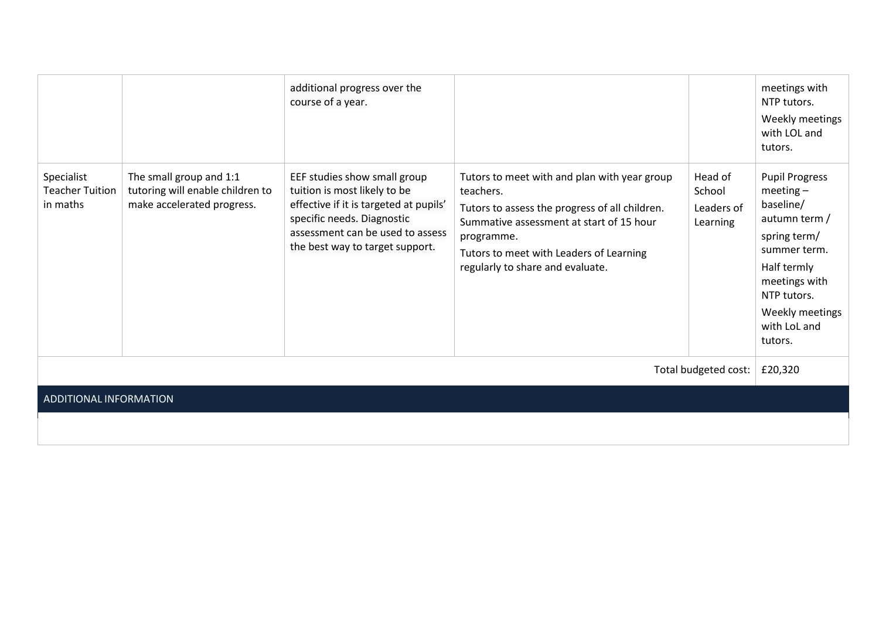| | | | | | |
|---|---|---|---|---|---|
| | | additional progress over the course of a year. | | | meetings with NTP tutors.<br>Weekly meetings with LOL and tutors. |
| Specialist Teacher Tuition in maths | The small group and 1:1 tutoring will enable children to make accelerated progress. | EEF studies show small group tuition is most likely to be effective if it is targeted at pupils' specific needs. Diagnostic assessment can be used to assess the best way to target support. | Tutors to meet with and plan with year group teachers.<br>Tutors to assess the progress of all children. Summative assessment at start of 15 hour programme.<br>Tutors to meet with Leaders of Learning regularly to share and evaluate. | Head of School<br>Leaders of Learning | Pupil Progress meeting – baseline/ autumn term /<br>spring term/ summer term.<br>Half termly meetings with NTP tutors.<br>Weekly meetings with LoL and tutors. |
| | | | | Total budgeted cost: | £20,320 |

## ADDITIONAL INFORMATION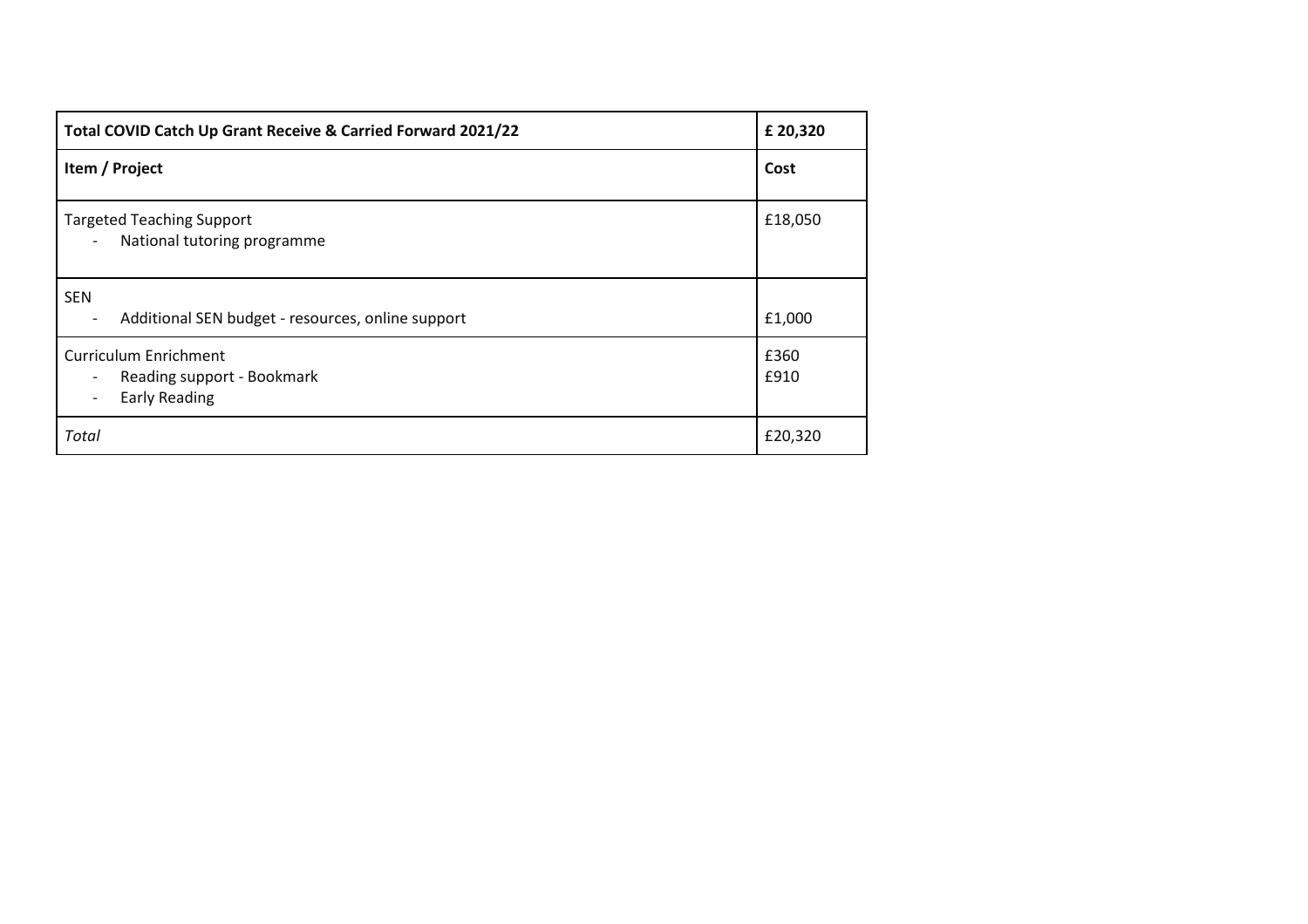| **Total COVID Catch Up Grant Receive & Carried Forward 2021/22** | **£ 20,320** |
|---|---|
| **Item / Project** | **Cost** |
| Targeted Teaching Support<br>- National tutoring programme | £18,050 |
| SEN<br>- Additional SEN budget - resources, online support | £1,000 |
| Curriculum Enrichment<br>- Reading support - Bookmark<br>- Early Reading | £360<br>£910 |
| *Total* | £20,320 |